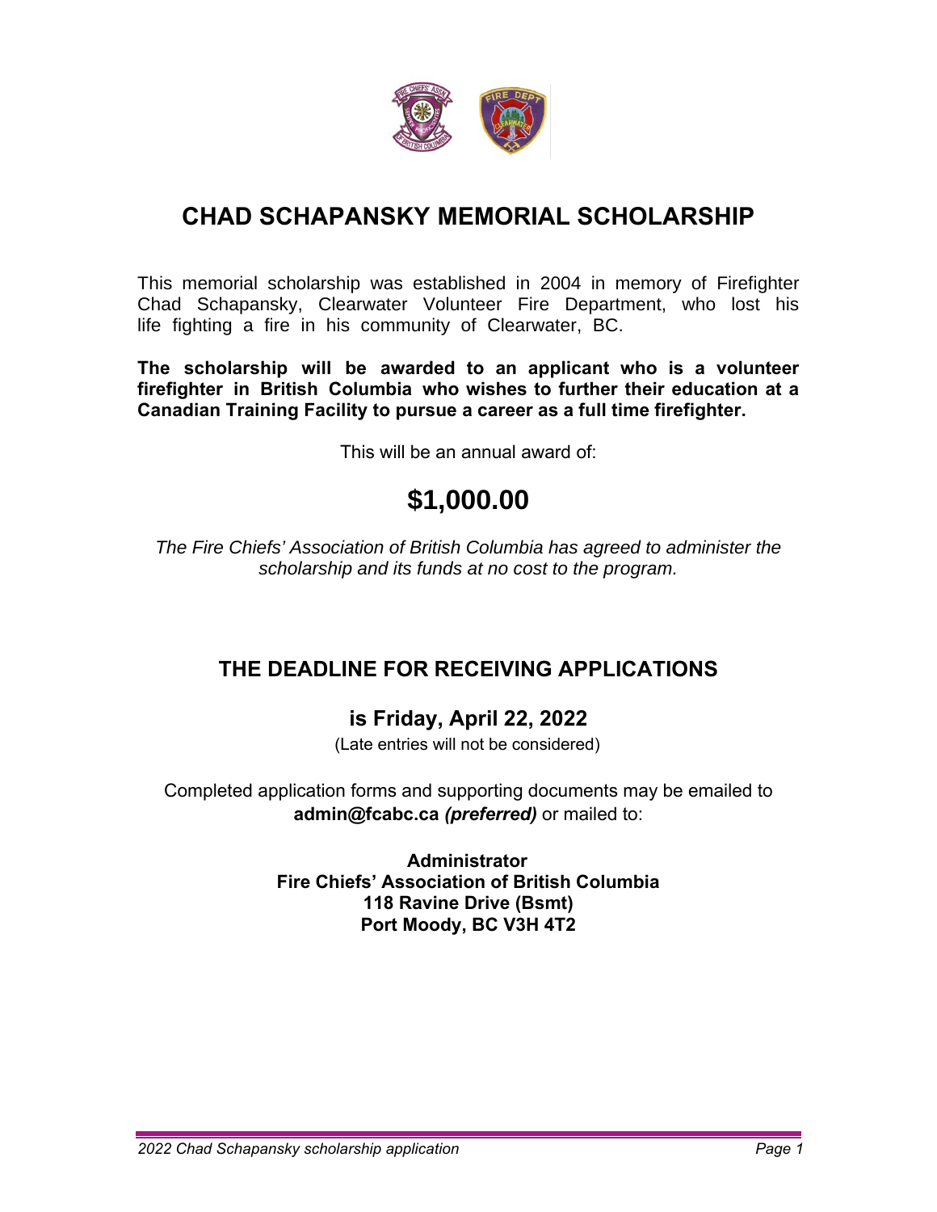# CHAD SCHAPANSKY MEMORIAL SCHOLARSHIP

This memorial scholarship was established in 2004 in memory of Firefighter Chad Schapansky, Clearwater Volunteer Fire Department, who lost his life fighting a fire in his community of Clearwater, BC.

**The scholarship will be awarded to an applicant who is a volunteer firefighter in British Columbia who wishes to further their education at a Canadian Training Facility to pursue a career as a full time firefighter.**

This will be an annual award of:

# $1,000.00

*The Fire Chiefs' Association of British Columbia has agreed to administer the scholarship and its funds at no cost to the program.*

## THE DEADLINE FOR RECEIVING APPLICATIONS

### is Friday, April 22, 2022

(Late entries will not be considered)

Completed application forms and supporting documents may be emailed to **admin@fcabc.ca** ***(preferred)*** or mailed to:

**Administrator**
**Fire Chiefs' Association of British Columbia**
**118 Ravine Drive (Bsmt)**
**Port Moody, BC V3H 4T2**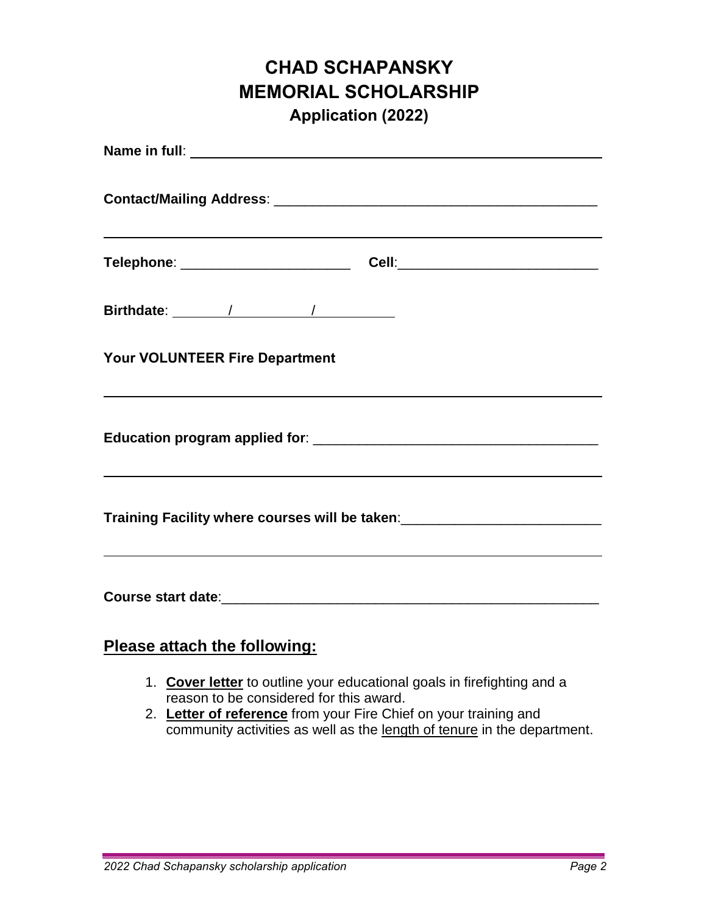# CHAD SCHAPANSKY
# MEMORIAL SCHOLARSHIP
## Application (2022)

**Name in full**: ______________________________________________

**Contact/Mailing Address**: ___________________________________________

______________________________________________________________

**Telephone**: ______________________ **Cell**:__________________________

**Birthdate**: _______/__________/__________

**Your VOLUNTEER Fire Department**

______________________________________________________________

**Education program applied for**: _____________________________________

______________________________________________________________

**Training Facility where courses will be taken**:__________________________

______________________________________________________________

**Course start date**:_________________________________________________

## Please attach the following:

1. **Cover letter** to outline your educational goals in firefighting and a reason to be considered for this award.
2. **Letter of reference** from your Fire Chief on your training and community activities as well as the length of tenure in the department.